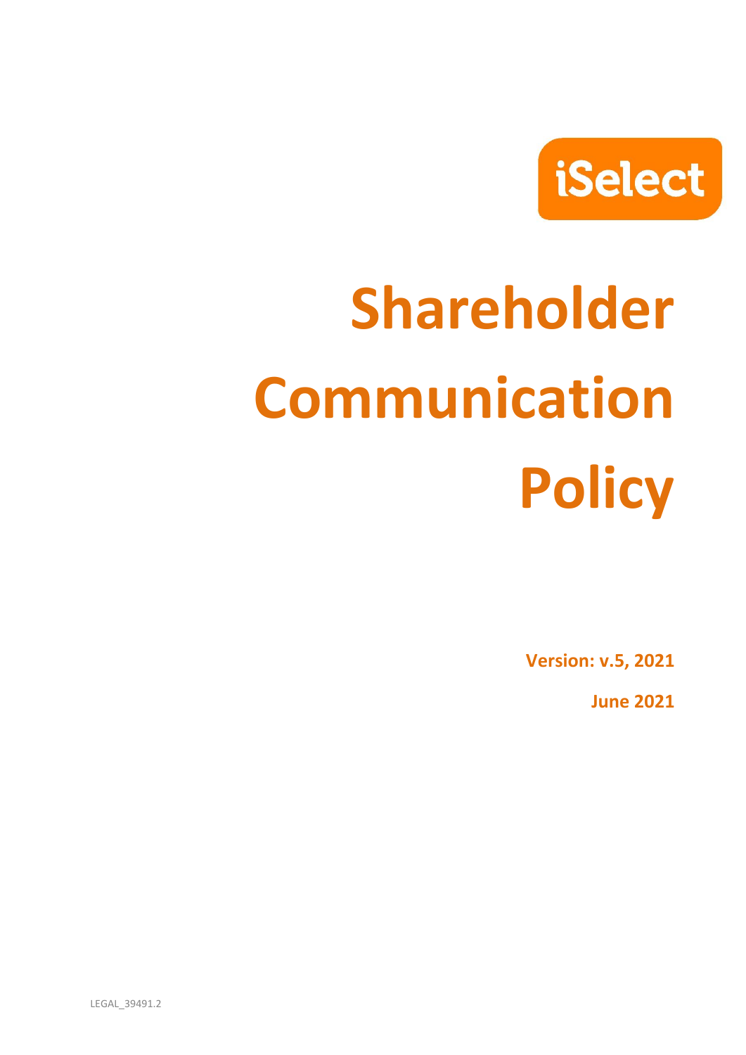iSelect

# Shareholder Communication Policy

**Version: v.5, 2021**

**June 2021**

LEGAL_39491.2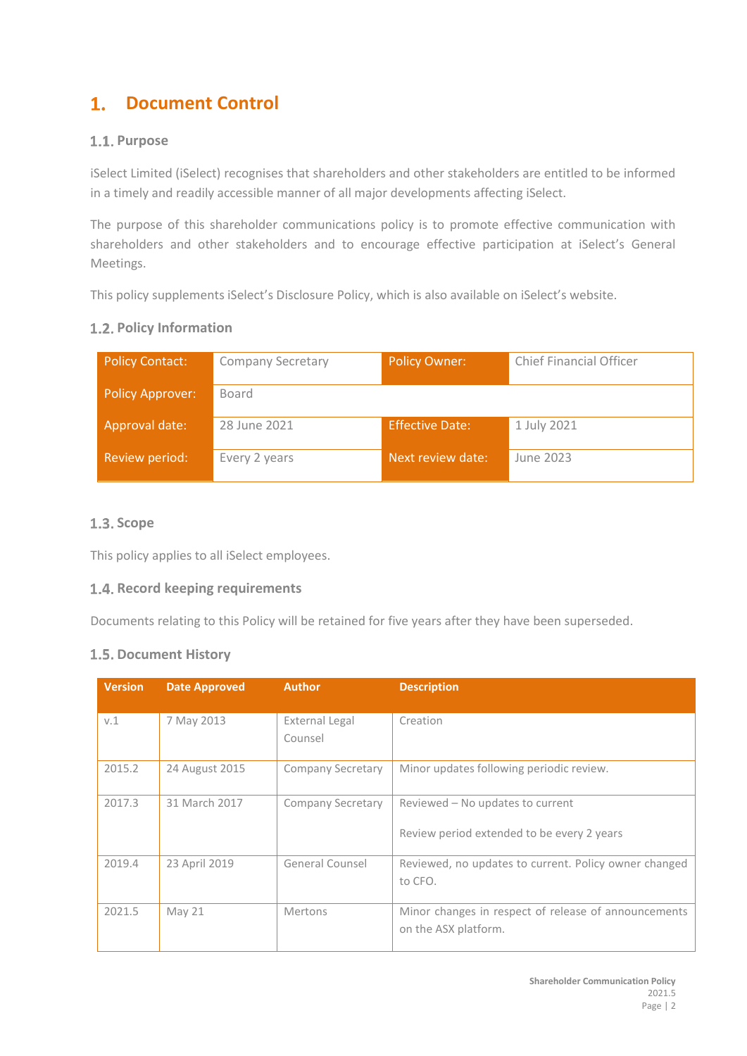# 1. Document Control

## 1.1. Purpose

iSelect Limited (iSelect) recognises that shareholders and other stakeholders are entitled to be informed in a timely and readily accessible manner of all major developments affecting iSelect.

The purpose of this shareholder communications policy is to promote effective communication with shareholders and other stakeholders and to encourage effective participation at iSelect's General Meetings.

This policy supplements iSelect's Disclosure Policy, which is also available on iSelect's website.

## 1.2. Policy Information

| | | | |
|---|---|---|---|
| Policy Contact: | Company Secretary | Policy Owner: | Chief Financial Officer |
| Policy Approver: | Board | | |
| Approval date: | 28 June 2021 | Effective Date: | 1 July 2021 |
| Review period: | Every 2 years | Next review date: | June 2023 |

## 1.3. Scope

This policy applies to all iSelect employees.

## 1.4. Record keeping requirements

Documents relating to this Policy will be retained for five years after they have been superseded.

## 1.5. Document History

| Version | Date Approved | Author | Description |
|---|---|---|---|
| v.1 | 7 May 2013 | External Legal Counsel | Creation |
| 2015.2 | 24 August 2015 | Company Secretary | Minor updates following periodic review. |
| 2017.3 | 31 March 2017 | Company Secretary | Reviewed – No updates to current<br><br>Review period extended to be every 2 years |
| 2019.4 | 23 April 2019 | General Counsel | Reviewed, no updates to current. Policy owner changed to CFO. |
| 2021.5 | May 21 | Mertons | Minor changes in respect of release of announcements on the ASX platform. |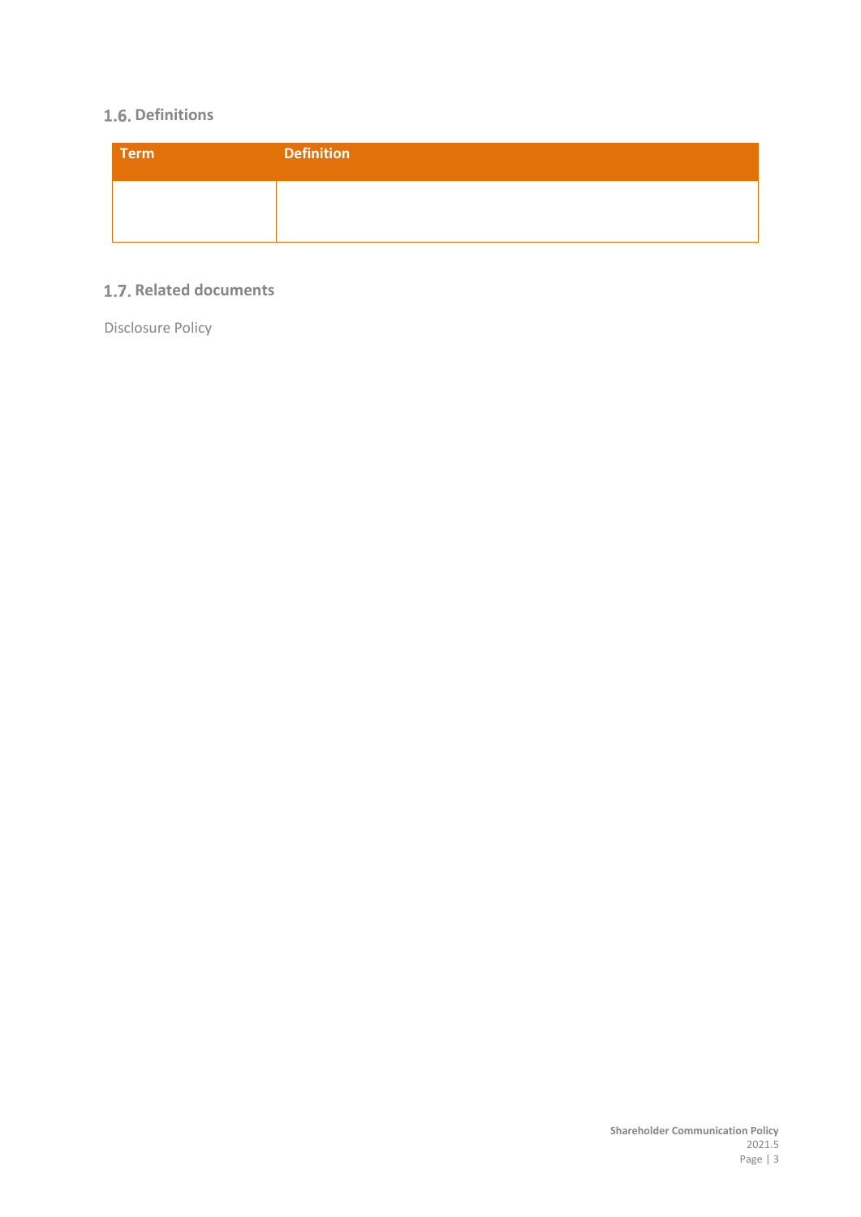## 1.6. Definitions

| Term | Definition |
| --- | --- |
| | |

## 1.7. Related documents

Disclosure Policy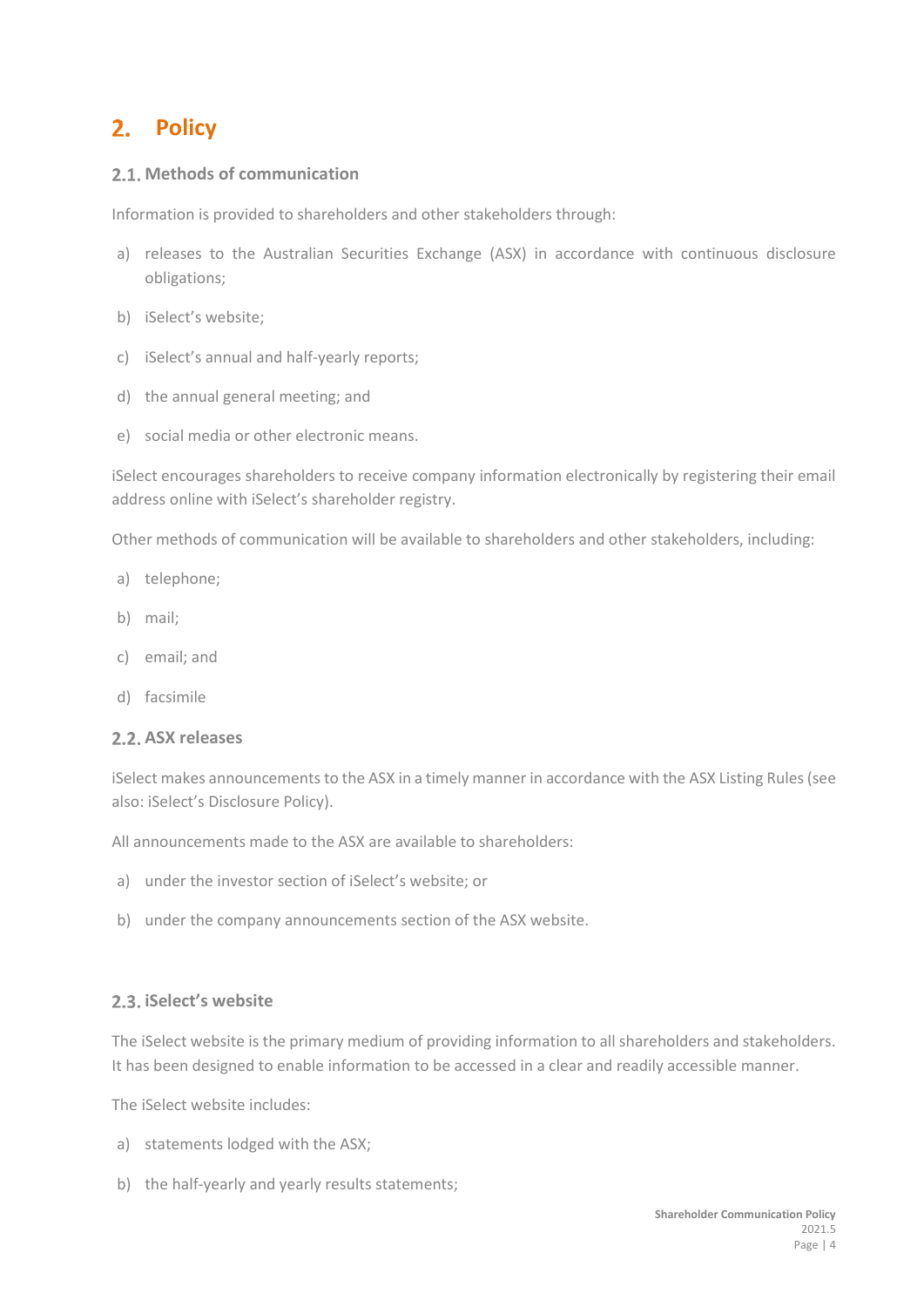## 2. Policy

### 2.1. Methods of communication

Information is provided to shareholders and other stakeholders through:

a) releases to the Australian Securities Exchange (ASX) in accordance with continuous disclosure obligations;

b) iSelect's website;

c) iSelect's annual and half-yearly reports;

d) the annual general meeting; and

e) social media or other electronic means.

iSelect encourages shareholders to receive company information electronically by registering their email address online with iSelect's shareholder registry.

Other methods of communication will be available to shareholders and other stakeholders, including:

a) telephone;

b) mail;

c) email; and

d) facsimile

### 2.2. ASX releases

iSelect makes announcements to the ASX in a timely manner in accordance with the ASX Listing Rules (see also: iSelect's Disclosure Policy).

All announcements made to the ASX are available to shareholders:

a) under the investor section of iSelect's website; or

b) under the company announcements section of the ASX website.

### 2.3. iSelect's website

The iSelect website is the primary medium of providing information to all shareholders and stakeholders. It has been designed to enable information to be accessed in a clear and readily accessible manner.

The iSelect website includes:

a) statements lodged with the ASX;

b) the half-yearly and yearly results statements;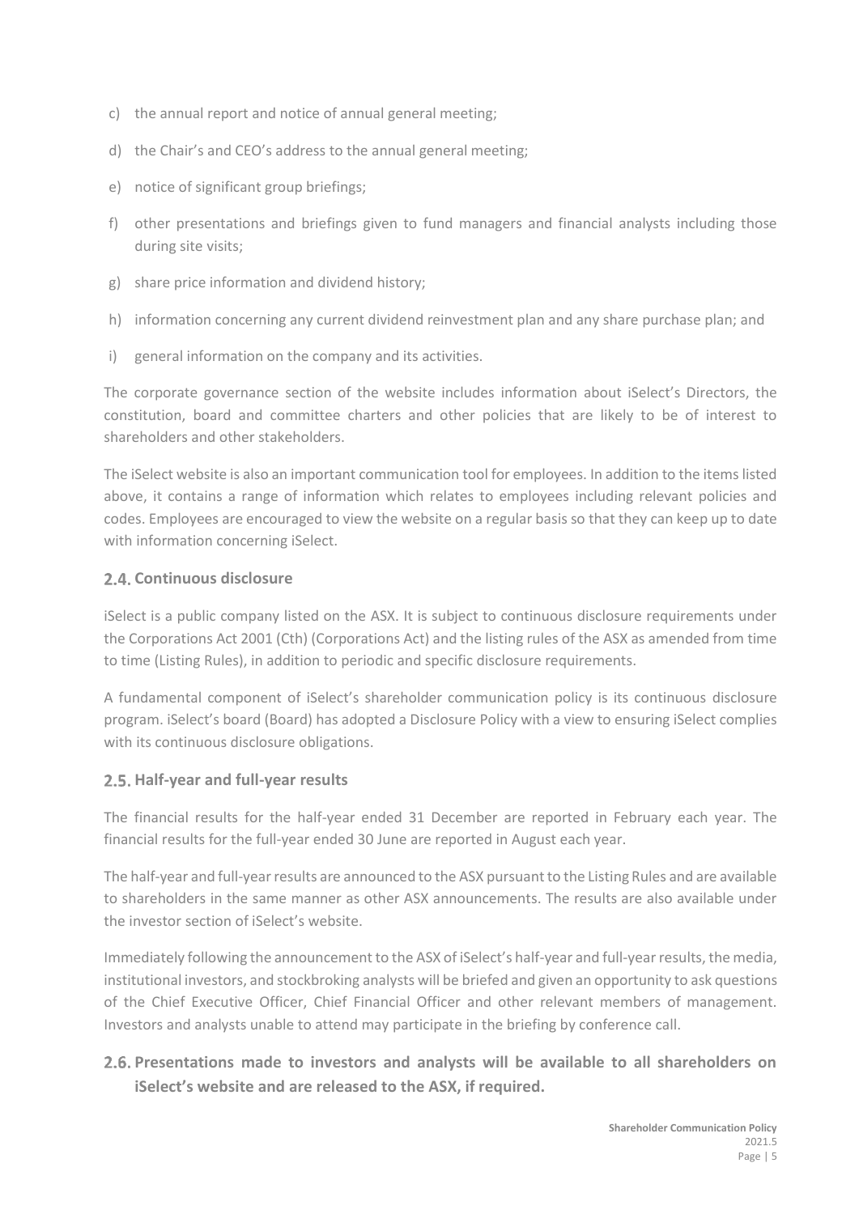c) the annual report and notice of annual general meeting;

d) the Chair's and CEO's address to the annual general meeting;

e) notice of significant group briefings;

f) other presentations and briefings given to fund managers and financial analysts including those during site visits;

g) share price information and dividend history;

h) information concerning any current dividend reinvestment plan and any share purchase plan; and

i) general information on the company and its activities.

The corporate governance section of the website includes information about iSelect's Directors, the constitution, board and committee charters and other policies that are likely to be of interest to shareholders and other stakeholders.

The iSelect website is also an important communication tool for employees. In addition to the items listed above, it contains a range of information which relates to employees including relevant policies and codes. Employees are encouraged to view the website on a regular basis so that they can keep up to date with information concerning iSelect.

### 2.4. Continuous disclosure

iSelect is a public company listed on the ASX. It is subject to continuous disclosure requirements under the Corporations Act 2001 (Cth) (Corporations Act) and the listing rules of the ASX as amended from time to time (Listing Rules), in addition to periodic and specific disclosure requirements.

A fundamental component of iSelect's shareholder communication policy is its continuous disclosure program. iSelect's board (Board) has adopted a Disclosure Policy with a view to ensuring iSelect complies with its continuous disclosure obligations.

### 2.5. Half-year and full-year results

The financial results for the half-year ended 31 December are reported in February each year. The financial results for the full-year ended 30 June are reported in August each year.

The half-year and full-year results are announced to the ASX pursuant to the Listing Rules and are available to shareholders in the same manner as other ASX announcements. The results are also available under the investor section of iSelect's website.

Immediately following the announcement to the ASX of iSelect's half-year and full-year results, the media, institutional investors, and stockbroking analysts will be briefed and given an opportunity to ask questions of the Chief Executive Officer, Chief Financial Officer and other relevant members of management. Investors and analysts unable to attend may participate in the briefing by conference call.

### 2.6. Presentations made to investors and analysts will be available to all shareholders on iSelect's website and are released to the ASX, if required.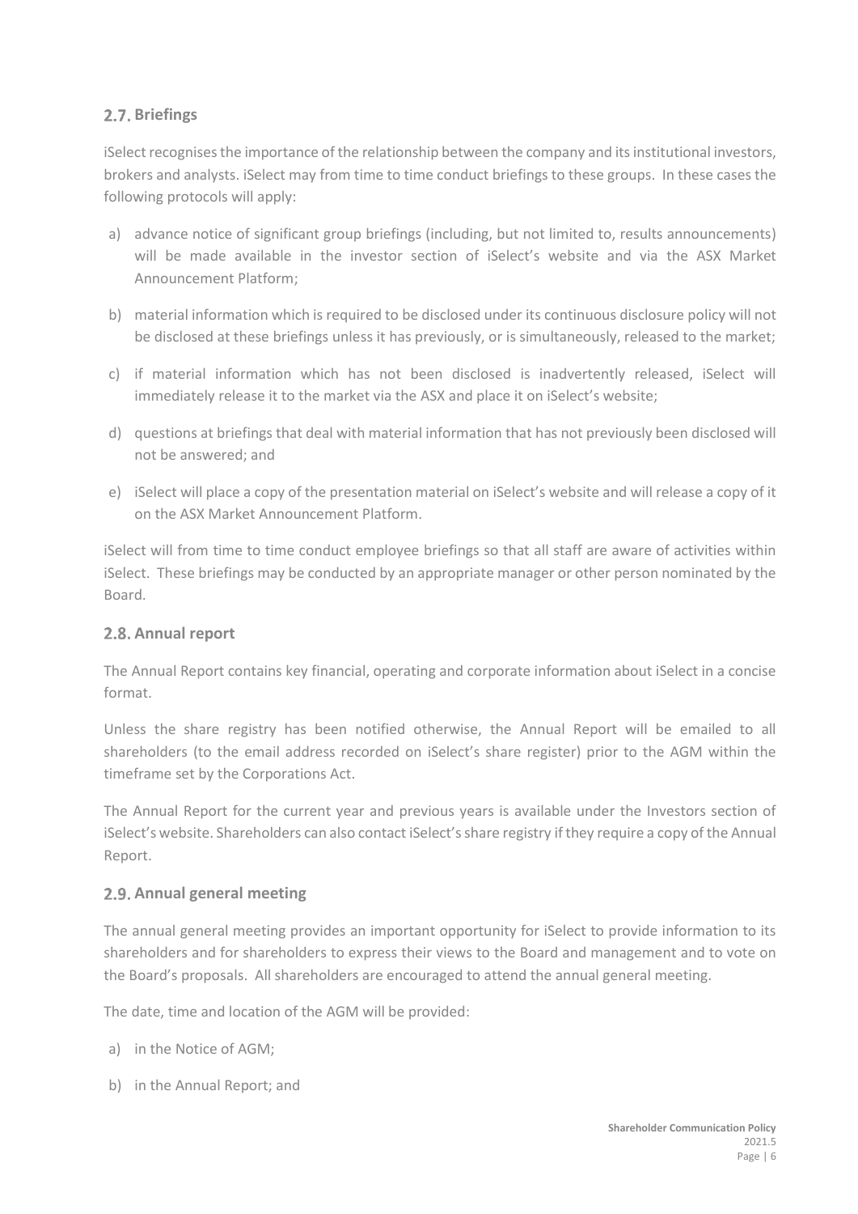## 2.7. Briefings

iSelect recognises the importance of the relationship between the company and its institutional investors, brokers and analysts. iSelect may from time to time conduct briefings to these groups. In these cases the following protocols will apply:

a) advance notice of significant group briefings (including, but not limited to, results announcements) will be made available in the investor section of iSelect's website and via the ASX Market Announcement Platform;

b) material information which is required to be disclosed under its continuous disclosure policy will not be disclosed at these briefings unless it has previously, or is simultaneously, released to the market;

c) if material information which has not been disclosed is inadvertently released, iSelect will immediately release it to the market via the ASX and place it on iSelect's website;

d) questions at briefings that deal with material information that has not previously been disclosed will not be answered; and

e) iSelect will place a copy of the presentation material on iSelect's website and will release a copy of it on the ASX Market Announcement Platform.

iSelect will from time to time conduct employee briefings so that all staff are aware of activities within iSelect. These briefings may be conducted by an appropriate manager or other person nominated by the Board.

## 2.8. Annual report

The Annual Report contains key financial, operating and corporate information about iSelect in a concise format.

Unless the share registry has been notified otherwise, the Annual Report will be emailed to all shareholders (to the email address recorded on iSelect's share register) prior to the AGM within the timeframe set by the Corporations Act.

The Annual Report for the current year and previous years is available under the Investors section of iSelect's website. Shareholders can also contact iSelect's share registry if they require a copy of the Annual Report.

## 2.9. Annual general meeting

The annual general meeting provides an important opportunity for iSelect to provide information to its shareholders and for shareholders to express their views to the Board and management and to vote on the Board's proposals. All shareholders are encouraged to attend the annual general meeting.

The date, time and location of the AGM will be provided:

a) in the Notice of AGM;

b) in the Annual Report; and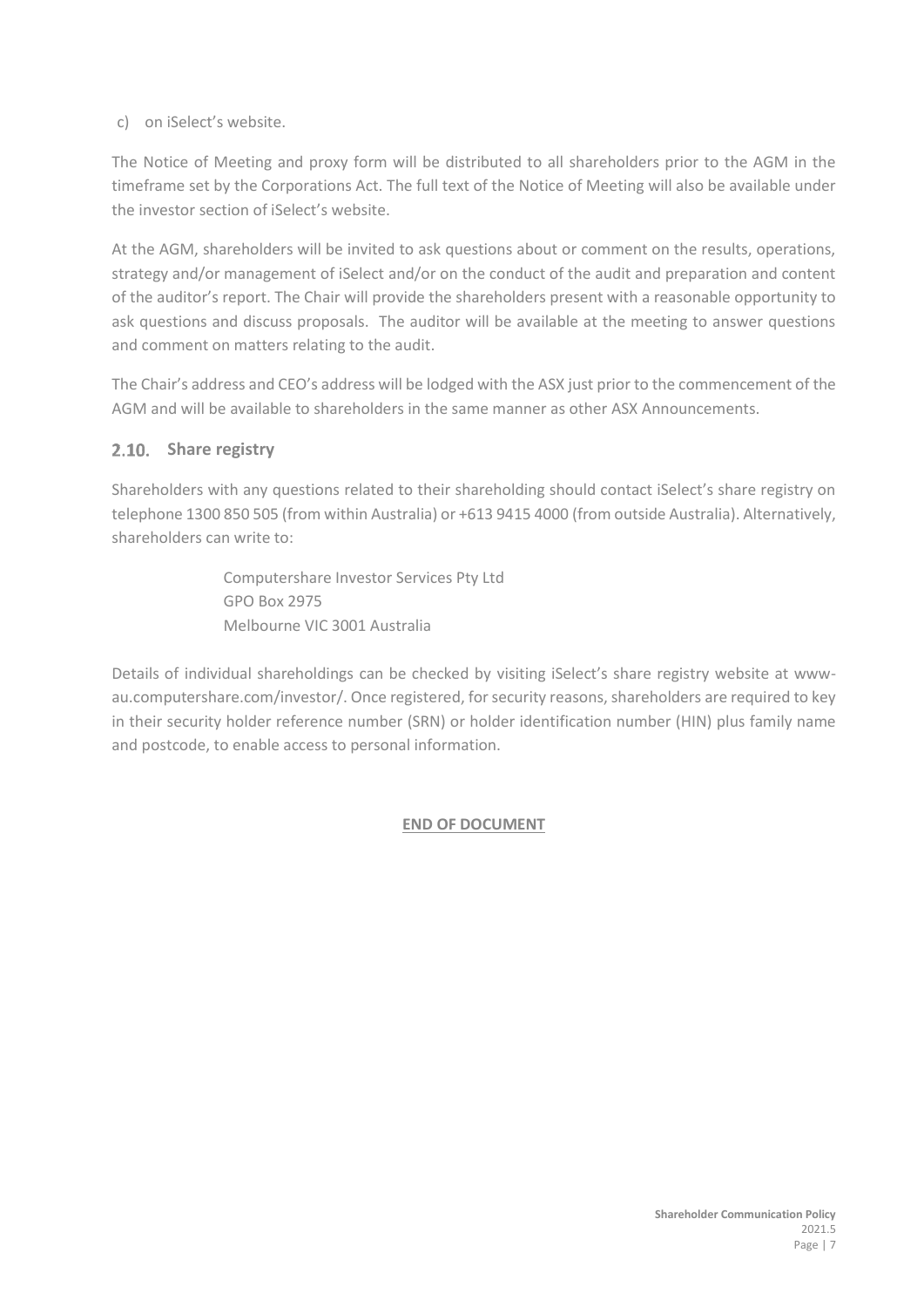c) on iSelect's website.

The Notice of Meeting and proxy form will be distributed to all shareholders prior to the AGM in the timeframe set by the Corporations Act. The full text of the Notice of Meeting will also be available under the investor section of iSelect's website.

At the AGM, shareholders will be invited to ask questions about or comment on the results, operations, strategy and/or management of iSelect and/or on the conduct of the audit and preparation and content of the auditor's report. The Chair will provide the shareholders present with a reasonable opportunity to ask questions and discuss proposals. The auditor will be available at the meeting to answer questions and comment on matters relating to the audit.

The Chair's address and CEO's address will be lodged with the ASX just prior to the commencement of the AGM and will be available to shareholders in the same manner as other ASX Announcements.

## 2.10. Share registry

Shareholders with any questions related to their shareholding should contact iSelect's share registry on telephone 1300 850 505 (from within Australia) or +613 9415 4000 (from outside Australia). Alternatively, shareholders can write to:

Computershare Investor Services Pty Ltd
GPO Box 2975
Melbourne VIC 3001 Australia

Details of individual shareholdings can be checked by visiting iSelect's share registry website at www-au.computershare.com/investor/. Once registered, for security reasons, shareholders are required to key in their security holder reference number (SRN) or holder identification number (HIN) plus family name and postcode, to enable access to personal information.

**END OF DOCUMENT**